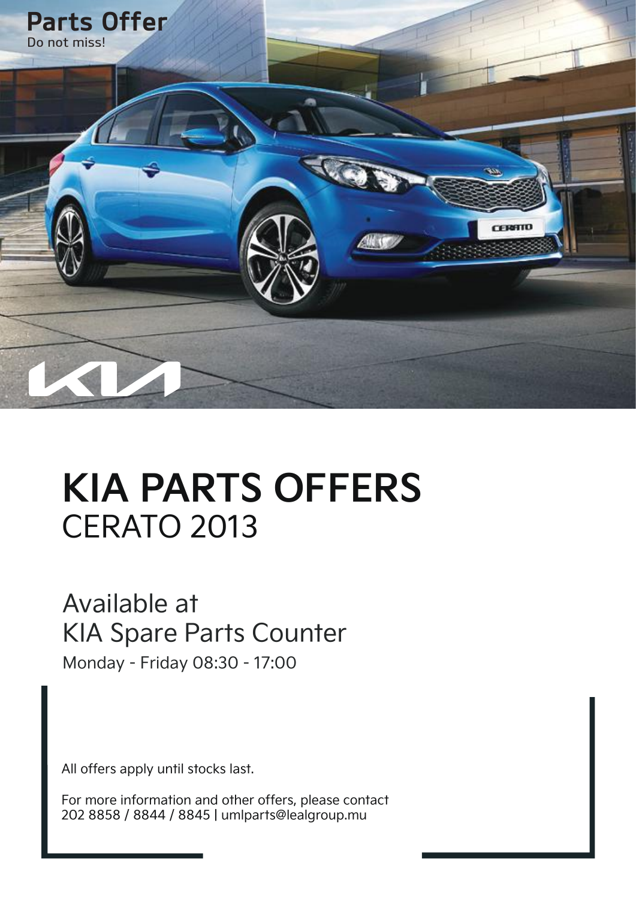**Parts Offer**

Do not miss!

# KIA PARTS OFFERS

## CERATO 2013

Available at

KIA Spare Parts Counter

Monday - Friday 08:30 - 17:00

All offers apply until stocks last.

For more information and other offers, please contact
202 8858 / 8844 / 8845 | umlparts@lealgroup.mu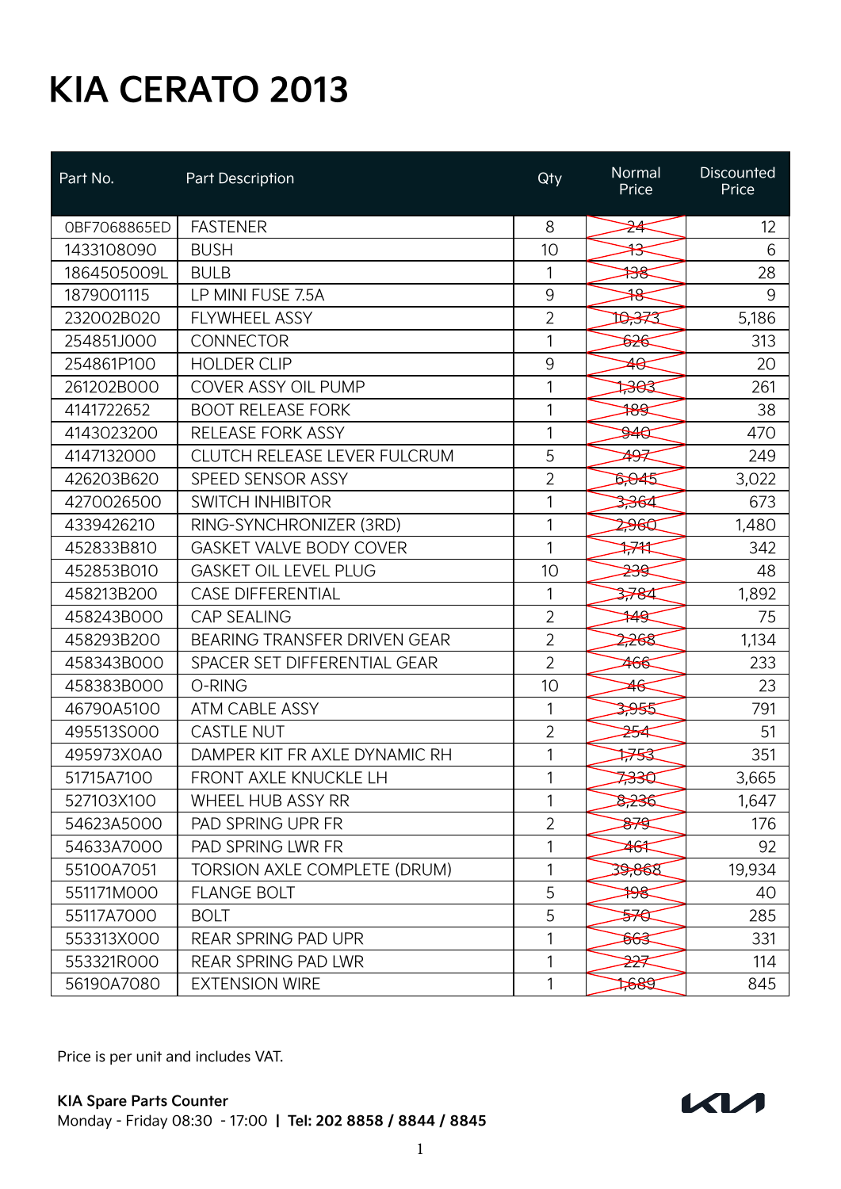# KIA CERATO 2013

| Part No. | Part Description | Qty | Normal Price | Discounted Price |
|---|---|---|---|---|
| 0BF7068865ED | FASTENER | 8 | ~~24~~ | 12 |
| 1433108090 | BUSH | 10 | ~~13~~ | 6 |
| 1864505009L | BULB | 1 | ~~138~~ | 28 |
| 1879001115 | LP MINI FUSE 7.5A | 9 | ~~18~~ | 9 |
| 232002B020 | FLYWHEEL ASSY | 2 | ~~10,373~~ | 5,186 |
| 254851J000 | CONNECTOR | 1 | ~~626~~ | 313 |
| 254861P100 | HOLDER CLIP | 9 | ~~40~~ | 20 |
| 261202B000 | COVER ASSY OIL PUMP | 1 | ~~1,303~~ | 261 |
| 4141722652 | BOOT RELEASE FORK | 1 | ~~189~~ | 38 |
| 4143023200 | RELEASE FORK ASSY | 1 | ~~940~~ | 470 |
| 4147132000 | CLUTCH RELEASE LEVER FULCRUM | 5 | ~~497~~ | 249 |
| 426203B620 | SPEED SENSOR ASSY | 2 | ~~6,045~~ | 3,022 |
| 4270026500 | SWITCH INHIBITOR | 1 | ~~3,364~~ | 673 |
| 4339426210 | RING-SYNCHRONIZER (3RD) | 1 | ~~2,960~~ | 1,480 |
| 452833B810 | GASKET VALVE BODY COVER | 1 | ~~1,711~~ | 342 |
| 452853B010 | GASKET OIL LEVEL PLUG | 10 | ~~239~~ | 48 |
| 458213B200 | CASE DIFFERENTIAL | 1 | ~~3,784~~ | 1,892 |
| 458243B000 | CAP SEALING | 2 | ~~149~~ | 75 |
| 458293B200 | BEARING TRANSFER DRIVEN GEAR | 2 | ~~2,268~~ | 1,134 |
| 458343B000 | SPACER SET DIFFERENTIAL GEAR | 2 | ~~466~~ | 233 |
| 458383B000 | O-RING | 10 | ~~46~~ | 23 |
| 46790A5100 | ATM CABLE ASSY | 1 | ~~3,955~~ | 791 |
| 495513S000 | CASTLE NUT | 2 | ~~254~~ | 51 |
| 495973X0A0 | DAMPER KIT FR AXLE DYNAMIC RH | 1 | ~~1,753~~ | 351 |
| 51715A7100 | FRONT AXLE KNUCKLE LH | 1 | ~~7,330~~ | 3,665 |
| 527103X100 | WHEEL HUB ASSY RR | 1 | ~~8,236~~ | 1,647 |
| 54623A5000 | PAD SPRING UPR FR | 2 | ~~879~~ | 176 |
| 54633A7000 | PAD SPRING LWR FR | 1 | ~~461~~ | 92 |
| 55100A7051 | TORSION AXLE COMPLETE (DRUM) | 1 | ~~39,868~~ | 19,934 |
| 551171M000 | FLANGE BOLT | 5 | ~~198~~ | 40 |
| 55117A7000 | BOLT | 5 | ~~570~~ | 285 |
| 553313X000 | REAR SPRING PAD UPR | 1 | ~~663~~ | 331 |
| 553321R000 | REAR SPRING PAD LWR | 1 | ~~227~~ | 114 |
| 56190A7080 | EXTENSION WIRE | 1 | ~~1,689~~ | 845 |

Price is per unit and includes VAT.

**KIA Spare Parts Counter**
Monday - Friday 08:30 - 17:00 | **Tel: 202 8858 / 8844 / 8845**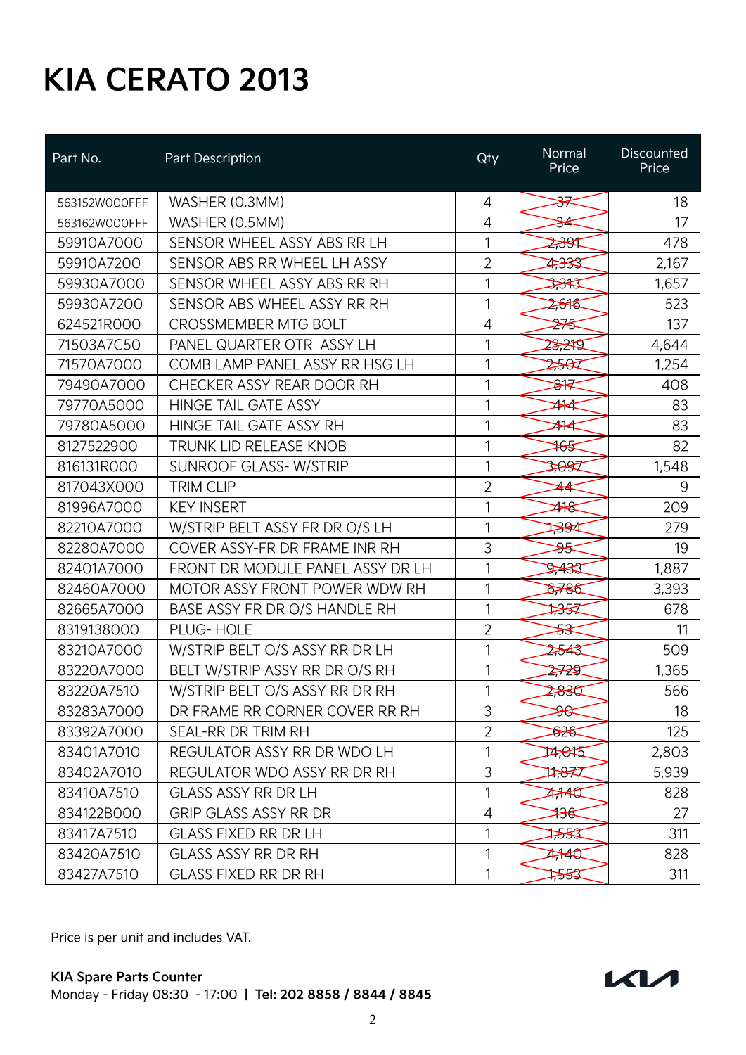# KIA CERATO 2013

| Part No. | Part Description | Qty | Normal Price | Discounted Price |
|---|---|---|---|---|
| 563152W000FFF | WASHER (0.3MM) | 4 | ~~37~~ | 18 |
| 563162W000FFF | WASHER (0.5MM) | 4 | ~~34~~ | 17 |
| 59910A7000 | SENSOR WHEEL ASSY ABS RR LH | 1 | ~~2,391~~ | 478 |
| 59910A7200 | SENSOR ABS RR WHEEL LH ASSY | 2 | ~~4,333~~ | 2,167 |
| 59930A7000 | SENSOR WHEEL ASSY ABS RR RH | 1 | ~~3,313~~ | 1,657 |
| 59930A7200 | SENSOR ABS WHEEL ASSY RR RH | 1 | ~~2,616~~ | 523 |
| 624521R000 | CROSSMEMBER MTG BOLT | 4 | ~~275~~ | 137 |
| 71503A7C50 | PANEL QUARTER OTR ASSY LH | 1 | ~~23,219~~ | 4,644 |
| 71570A7000 | COMB LAMP PANEL ASSY RR HSG LH | 1 | ~~2,507~~ | 1,254 |
| 79490A7000 | CHECKER ASSY REAR DOOR RH | 1 | ~~817~~ | 408 |
| 79770A5000 | HINGE TAIL GATE ASSY | 1 | ~~414~~ | 83 |
| 79780A5000 | HINGE TAIL GATE ASSY RH | 1 | ~~414~~ | 83 |
| 8127522900 | TRUNK LID RELEASE KNOB | 1 | ~~165~~ | 82 |
| 816131R000 | SUNROOF GLASS- W/STRIP | 1 | ~~3,097~~ | 1,548 |
| 817043X000 | TRIM CLIP | 2 | ~~44~~ | 9 |
| 81996A7000 | KEY INSERT | 1 | ~~418~~ | 209 |
| 82210A7000 | W/STRIP BELT ASSY FR DR O/S LH | 1 | ~~1,394~~ | 279 |
| 82280A7000 | COVER ASSY-FR DR FRAME INR RH | 3 | ~~95~~ | 19 |
| 82401A7000 | FRONT DR MODULE PANEL ASSY DR LH | 1 | ~~9,433~~ | 1,887 |
| 82460A7000 | MOTOR ASSY FRONT POWER WDW RH | 1 | ~~6,786~~ | 3,393 |
| 82665A7000 | BASE ASSY FR DR O/S HANDLE RH | 1 | ~~1,357~~ | 678 |
| 8319138000 | PLUG- HOLE | 2 | ~~53~~ | 11 |
| 83210A7000 | W/STRIP BELT O/S ASSY RR DR LH | 1 | ~~2,543~~ | 509 |
| 83220A7000 | BELT W/STRIP ASSY RR DR O/S RH | 1 | ~~2,729~~ | 1,365 |
| 83220A7510 | W/STRIP BELT O/S ASSY RR DR RH | 1 | ~~2,830~~ | 566 |
| 83283A7000 | DR FRAME RR CORNER COVER RR RH | 3 | ~~90~~ | 18 |
| 83392A7000 | SEAL-RR DR TRIM RH | 2 | ~~626~~ | 125 |
| 83401A7010 | REGULATOR ASSY RR DR WDO LH | 1 | ~~14,015~~ | 2,803 |
| 83402A7010 | REGULATOR WDO ASSY RR DR RH | 3 | ~~11,877~~ | 5,939 |
| 83410A7510 | GLASS ASSY RR DR LH | 1 | ~~4,140~~ | 828 |
| 834122B000 | GRIP GLASS ASSY RR DR | 4 | ~~136~~ | 27 |
| 83417A7510 | GLASS FIXED RR DR LH | 1 | ~~1,553~~ | 311 |
| 83420A7510 | GLASS ASSY RR DR RH | 1 | ~~4,140~~ | 828 |
| 83427A7510 | GLASS FIXED RR DR RH | 1 | ~~1,553~~ | 311 |

Price is per unit and includes VAT.

**KIA Spare Parts Counter**
Monday - Friday 08:30 - 17:00 | **Tel: 202 8858 / 8844 / 8845**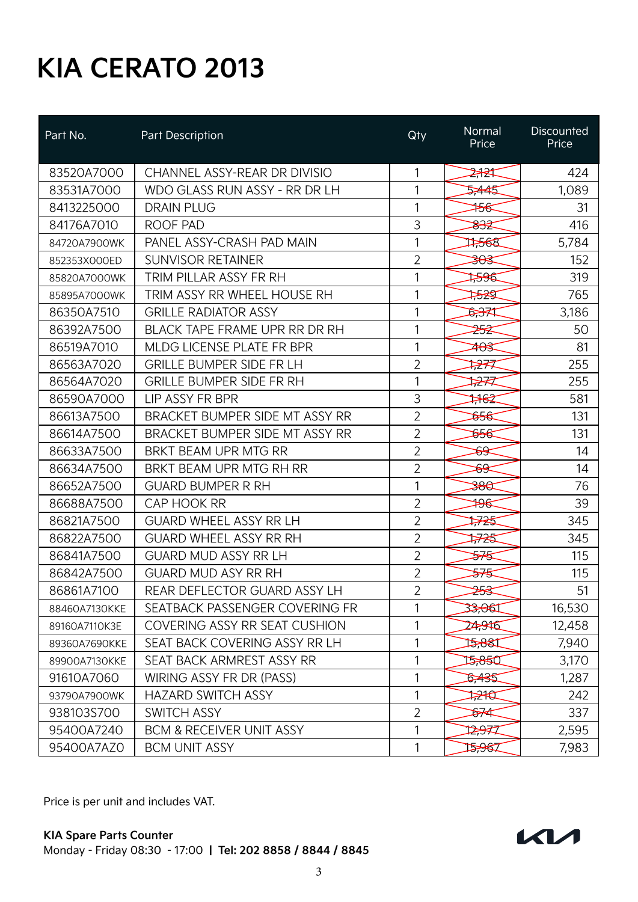# KIA CERATO 2013

| Part No. | Part Description | Qty | Normal Price | Discounted Price |
|---|---|---|---|---|
| 83520A7000 | CHANNEL ASSY-REAR DR DIVISIO | 1 | ~~2,121~~ | 424 |
| 83531A7000 | WDO GLASS RUN ASSY - RR DR LH | 1 | ~~5,445~~ | 1,089 |
| 8413225000 | DRAIN PLUG | 1 | ~~156~~ | 31 |
| 84176A7010 | ROOF PAD | 3 | ~~832~~ | 416 |
| 84720A7900WK | PANEL ASSY-CRASH PAD MAIN | 1 | ~~11,568~~ | 5,784 |
| 852353X000ED | SUNVISOR RETAINER | 2 | ~~303~~ | 152 |
| 85820A7000WK | TRIM PILLAR ASSY FR RH | 1 | ~~1,596~~ | 319 |
| 85895A7000WK | TRIM ASSY RR WHEEL HOUSE RH | 1 | ~~1,529~~ | 765 |
| 86350A7510 | GRILLE RADIATOR ASSY | 1 | ~~6,371~~ | 3,186 |
| 86392A7500 | BLACK TAPE FRAME UPR RR DR RH | 1 | ~~252~~ | 50 |
| 86519A7010 | MLDG LICENSE PLATE FR BPR | 1 | ~~403~~ | 81 |
| 86563A7020 | GRILLE BUMPER SIDE FR LH | 2 | ~~1,277~~ | 255 |
| 86564A7020 | GRILLE BUMPER SIDE FR RH | 1 | ~~1,277~~ | 255 |
| 86590A7000 | LIP ASSY FR BPR | 3 | ~~1,162~~ | 581 |
| 86613A7500 | BRACKET BUMPER SIDE MT ASSY RR | 2 | ~~656~~ | 131 |
| 86614A7500 | BRACKET BUMPER SIDE MT ASSY RR | 2 | ~~656~~ | 131 |
| 86633A7500 | BRKT BEAM UPR MTG RR | 2 | ~~69~~ | 14 |
| 86634A7500 | BRKT BEAM UPR MTG RH RR | 2 | ~~69~~ | 14 |
| 86652A7500 | GUARD BUMPER R RH | 1 | ~~380~~ | 76 |
| 86688A7500 | CAP HOOK RR | 2 | ~~196~~ | 39 |
| 86821A7500 | GUARD WHEEL ASSY RR LH | 2 | ~~1,725~~ | 345 |
| 86822A7500 | GUARD WHEEL ASSY RR RH | 2 | ~~1,725~~ | 345 |
| 86841A7500 | GUARD MUD ASSY RR LH | 2 | ~~575~~ | 115 |
| 86842A7500 | GUARD MUD ASY RR RH | 2 | ~~575~~ | 115 |
| 86861A7100 | REAR DEFLECTOR GUARD ASSY LH | 2 | ~~253~~ | 51 |
| 88460A7130KKE | SEATBACK PASSENGER COVERING FR | 1 | ~~33,061~~ | 16,530 |
| 89160A7110K3E | COVERING ASSY RR SEAT CUSHION | 1 | ~~24,916~~ | 12,458 |
| 89360A7690KKE | SEAT BACK COVERING ASSY RR LH | 1 | ~~15,881~~ | 7,940 |
| 89900A7130KKE | SEAT BACK ARMREST ASSY RR | 1 | ~~15,850~~ | 3,170 |
| 91610A7060 | WIRING ASSY FR DR (PASS) | 1 | ~~6,435~~ | 1,287 |
| 93790A7900WK | HAZARD SWITCH ASSY | 1 | ~~1,210~~ | 242 |
| 938103S700 | SWITCH ASSY | 2 | ~~674~~ | 337 |
| 95400A7240 | BCM & RECEIVER UNIT ASSY | 1 | ~~12,977~~ | 2,595 |
| 95400A7AZ0 | BCM UNIT ASSY | 1 | ~~15,967~~ | 7,983 |

Price is per unit and includes VAT.

**KIA Spare Parts Counter**
Monday - Friday 08:30 - 17:00 | **Tel: 202 8858 / 8844 / 8845**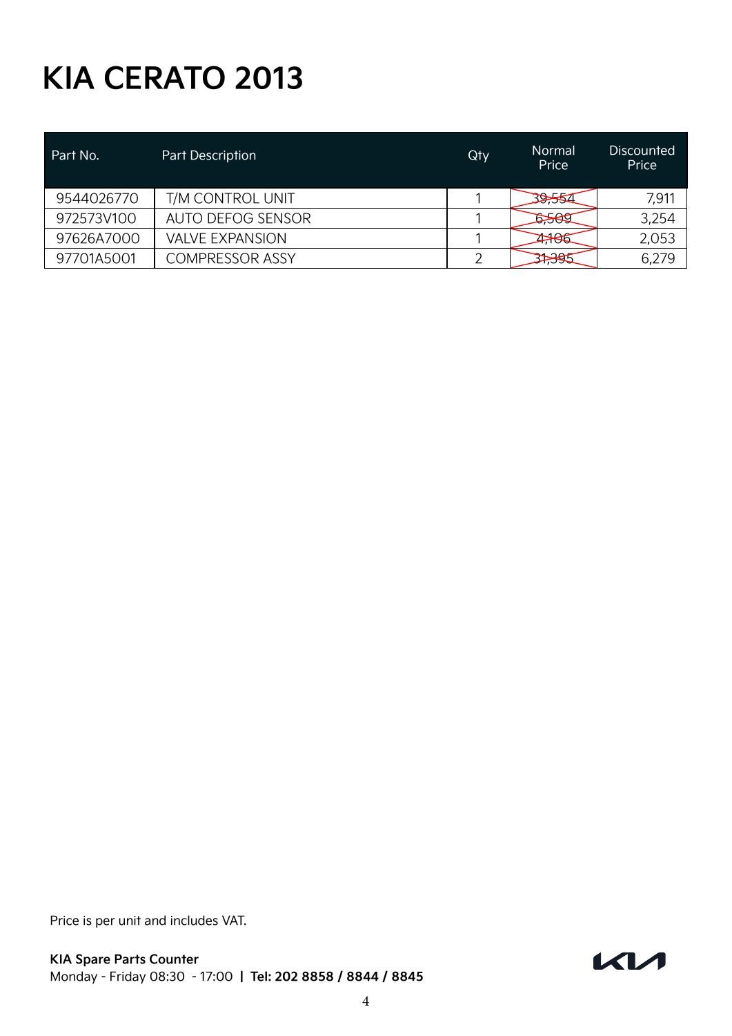# KIA CERATO 2013

| Part No. | Part Description | Qty | Normal Price | Discounted Price |
|---|---|---|---|---|
| 9544026770 | T/M CONTROL UNIT | 1 | ~~39,554~~ | 7,911 |
| 972573V100 | AUTO DEFOG SENSOR | 1 | ~~6,509~~ | 3,254 |
| 97626A7000 | VALVE EXPANSION | 1 | ~~4,106~~ | 2,053 |
| 97701A5001 | COMPRESSOR ASSY | 2 | ~~31,395~~ | 6,279 |

Price is per unit and includes VAT.

**KIA Spare Parts Counter**
Monday - Friday 08:30 - 17:00 **| Tel: 202 8858 / 8844 / 8845**